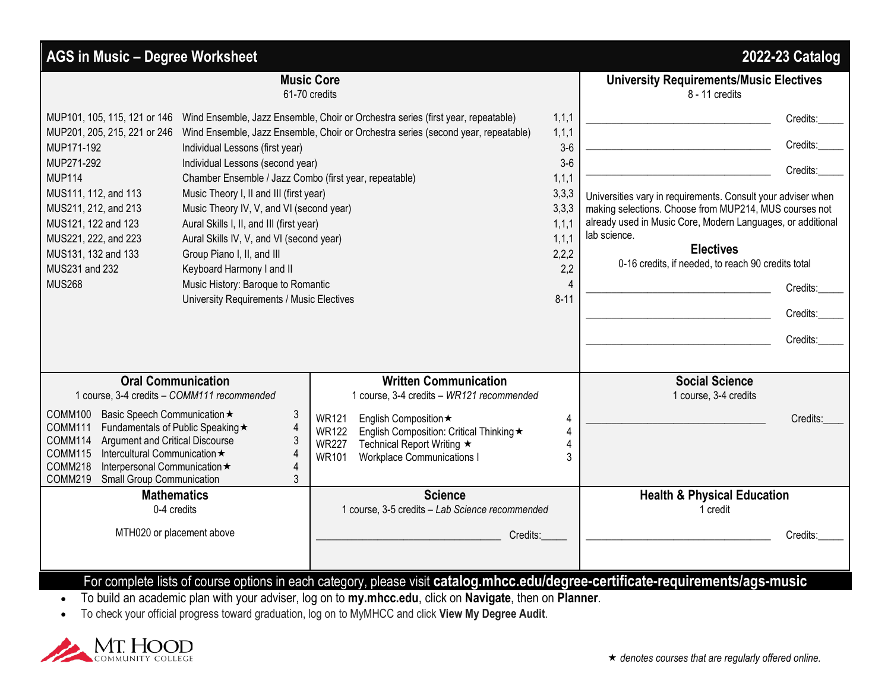# AGS in Music – Degree Worksheet

**2022-23 Catalog**

## Music Core

61-70 credits

| Course | Title | Credits |
|---|---|---|
| MUP101, 105, 115, 121 or 146 | Wind Ensemble, Jazz Ensemble, Choir or Orchestra series (first year, repeatable) | 1,1,1 |
| MUP201, 205, 215, 221 or 246 | Wind Ensemble, Jazz Ensemble, Choir or Orchestra series (second year, repeatable) | 1,1,1 |
| MUP171-192 | Individual Lessons (first year) | 3-6 |
| MUP271-292 | Individual Lessons (second year) | 3-6 |
| MUP114 | Chamber Ensemble / Jazz Combo (first year, repeatable) | 1,1,1 |
| MUS111, 112, and 113 | Music Theory I, II and III (first year) | 3,3,3 |
| MUS211, 212, and 213 | Music Theory IV, V, and VI (second year) | 3,3,3 |
| MUS121, 122 and 123 | Aural Skills I, II, and III (first year) | 1,1,1 |
| MUS221, 222, and 223 | Aural Skills IV, V, and VI (second year) | 1,1,1 |
| MUS131, 132 and 133 | Group Piano I, II, and III | 2,2,2 |
| MUS231 and 232 | Keyboard Harmony I and II | 2,2 |
| MUS268 | Music History: Baroque to Romantic | 4 |
| | University Requirements / Music Electives | 8-11 |

## University Requirements/Music Electives

8 - 11 credits

__________________________________ Credits:_____

__________________________________ Credits:_____

__________________________________ Credits:_____

Universities vary in requirements. Consult your adviser when making selections. Choose from MUP214, MUS courses not already used in Music Core, Modern Languages, or additional lab science.

## Electives

0-16 credits, if needed, to reach 90 credits total

__________________________________ Credits:_____

__________________________________ Credits:_____

__________________________________ Credits:_____

## Oral Communication

1 course, 3-4 credits – *COMM111 recommended*

| Course | Title | Credits |
|---|---|---|
| COMM100 | Basic Speech Communication ★ | 3 |
| COMM111 | Fundamentals of Public Speaking ★ | 4 |
| COMM114 | Argument and Critical Discourse | 3 |
| COMM115 | Intercultural Communication ★ | 4 |
| COMM218 | Interpersonal Communication ★ | 4 |
| COMM219 | Small Group Communication | 3 |

## Written Communication

1 course, 3-4 credits – *WR121 recommended*

| Course | Title | Credits |
|---|---|---|
| WR121 | English Composition ★ | 4 |
| WR122 | English Composition: Critical Thinking ★ | 4 |
| WR227 | Technical Report Writing ★ | 4 |
| WR101 | Workplace Communications I | 3 |

## Social Science

1 course, 3-4 credits

__________________________________ Credits:____

## Mathematics

0-4 credits

MTH020 or placement above

## Science

1 course, 3-5 credits – *Lab Science recommended*

__________________________________ Credits:_____

## Health & Physical Education

1 credit

__________________________________ Credits:_____

For complete lists of course options in each category, please visit **catalog.mhcc.edu/degree-certificate-requirements/ags-music**

- To build an academic plan with your adviser, log on to **my.mhcc.edu**, click on **Navigate**, then on **Planner**.
- To check your official progress toward graduation, log on to MyMHCC and click **View My Degree Audit**.

Mt. Hood Community College

★ *denotes courses that are regularly offered online.*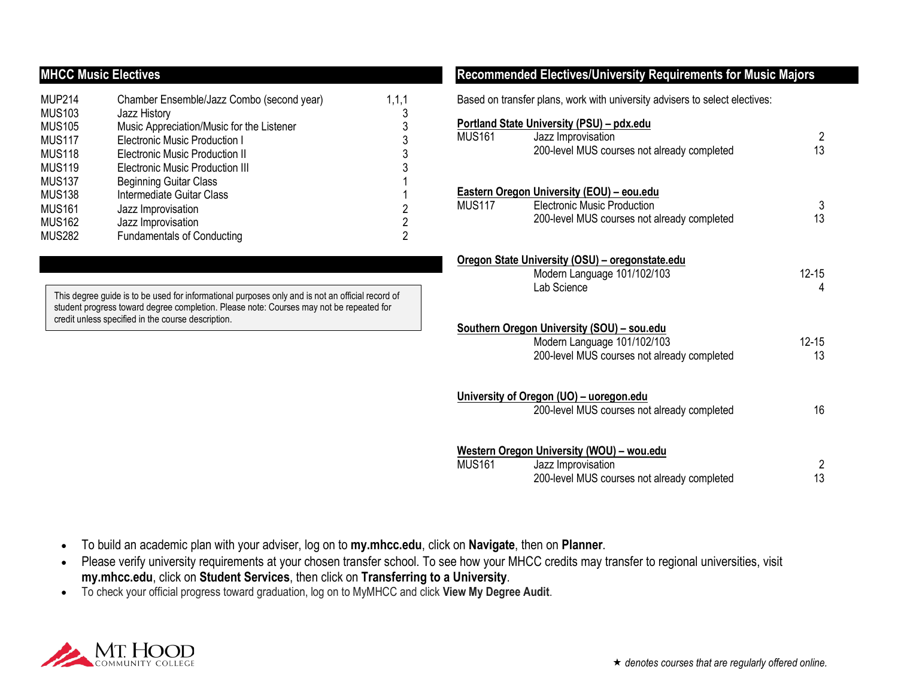## MHCC Music Electives

| | | |
|---|---|---|
| MUP214 | Chamber Ensemble/Jazz Combo (second year) | 1,1,1 |
| MUS103 | Jazz History | 3 |
| MUS105 | Music Appreciation/Music for the Listener | 3 |
| MUS117 | Electronic Music Production I | 3 |
| MUS118 | Electronic Music Production II | 3 |
| MUS119 | Electronic Music Production III | 3 |
| MUS137 | Beginning Guitar Class | 1 |
| MUS138 | Intermediate Guitar Class | 1 |
| MUS161 | Jazz Improvisation | 2 |
| MUS162 | Jazz Improvisation | 2 |
| MUS282 | Fundamentals of Conducting | 2 |

This degree guide is to be used for informational purposes only and is not an official record of student progress toward degree completion. Please note: Courses may not be repeated for credit unless specified in the course description.

## Recommended Electives/University Requirements for Music Majors

Based on transfer plans, work with university advisers to select electives:

**Portland State University (PSU) – pdx.edu**

| | | |
|---|---|---|
| MUS161 | Jazz Improvisation | 2 |
| | 200-level MUS courses not already completed | 13 |

**Eastern Oregon University (EOU) – eou.edu**

| | | |
|---|---|---|
| MUS117 | Electronic Music Production | 3 |
| | 200-level MUS courses not already completed | 13 |

**Oregon State University (OSU) – oregonstate.edu**

| | | |
|---|---|---|
| | Modern Language 101/102/103 | 12-15 |
| | Lab Science | 4 |

**Southern Oregon University (SOU) – sou.edu**

| | | |
|---|---|---|
| | Modern Language 101/102/103 | 12-15 |
| | 200-level MUS courses not already completed | 13 |

**University of Oregon (UO) – uoregon.edu**

| | | |
|---|---|---|
| | 200-level MUS courses not already completed | 16 |

**Western Oregon University (WOU) – wou.edu**

| | | |
|---|---|---|
| MUS161 | Jazz Improvisation | 2 |
| | 200-level MUS courses not already completed | 13 |

- To build an academic plan with your adviser, log on to **my.mhcc.edu**, click on **Navigate**, then on **Planner**.
- Please verify university requirements at your chosen transfer school. To see how your MHCC credits may transfer to regional universities, visit **my.mhcc.edu**, click on **Student Services**, then click on **Transferring to a University**.
- To check your official progress toward graduation, log on to MyMHCC and click **View My Degree Audit**.

MT. HOOD COMMUNITY COLLEGE

★ *denotes courses that are regularly offered online.*